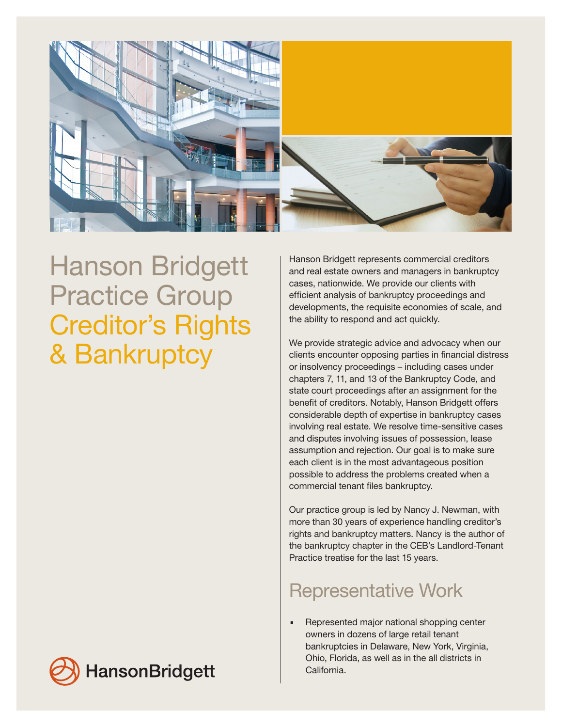# Hanson Bridgett Practice Group Creditor's Rights & Bankruptcy

Hanson Bridgett represents commercial creditors and real estate owners and managers in bankruptcy cases, nationwide. We provide our clients with efficient analysis of bankruptcy proceedings and developments, the requisite economies of scale, and the ability to respond and act quickly.

We provide strategic advice and advocacy when our clients encounter opposing parties in financial distress or insolvency proceedings – including cases under chapters 7, 11, and 13 of the Bankruptcy Code, and state court proceedings after an assignment for the benefit of creditors. Notably, Hanson Bridgett offers considerable depth of expertise in bankruptcy cases involving real estate. We resolve time-sensitive cases and disputes involving issues of possession, lease assumption and rejection. Our goal is to make sure each client is in the most advantageous position possible to address the problems created when a commercial tenant files bankruptcy.

Our practice group is led by Nancy J. Newman, with more than 30 years of experience handling creditor's rights and bankruptcy matters. Nancy is the author of the bankruptcy chapter in the CEB's Landlord-Tenant Practice treatise for the last 15 years.

## Representative Work

- Represented major national shopping center owners in dozens of large retail tenant bankruptcies in Delaware, New York, Virginia, Ohio, Florida, as well as in the all districts in California.

HansonBridgett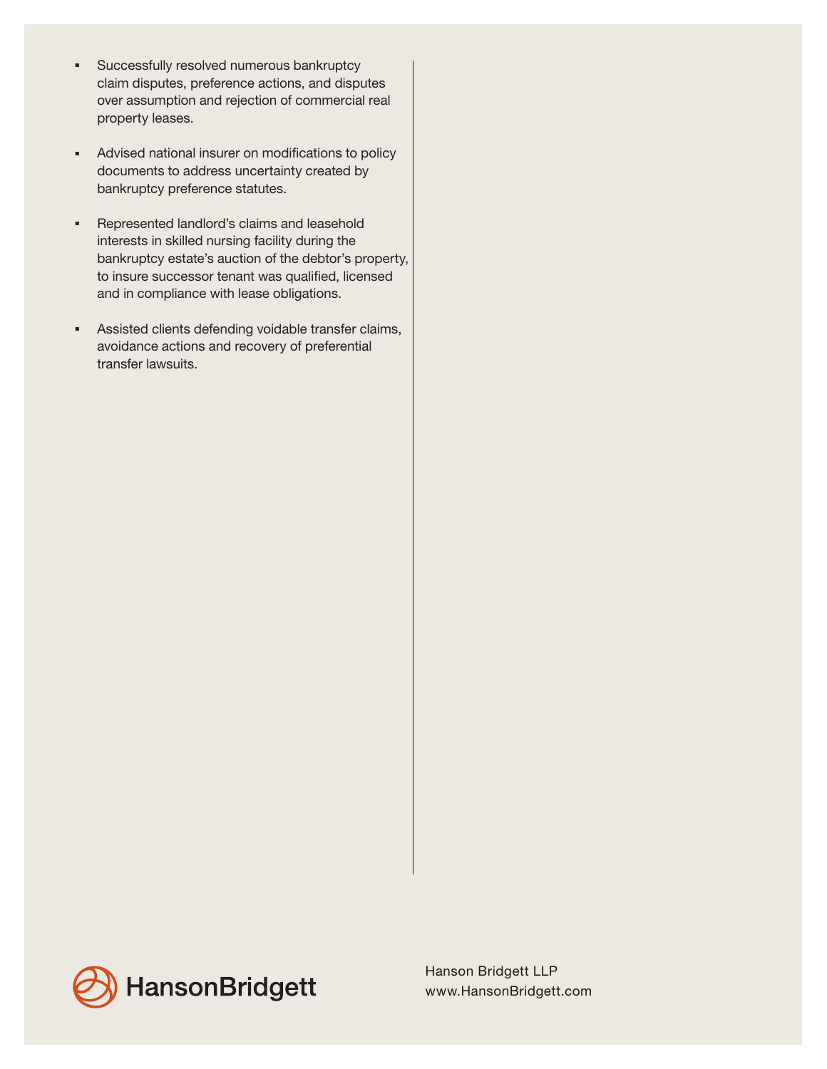- Successfully resolved numerous bankruptcy claim disputes, preference actions, and disputes over assumption and rejection of commercial real property leases.
- Advised national insurer on modifications to policy documents to address uncertainty created by bankruptcy preference statutes.
- Represented landlord's claims and leasehold interests in skilled nursing facility during the bankruptcy estate's auction of the debtor's property, to insure successor tenant was qualified, licensed and in compliance with lease obligations.
- Assisted clients defending voidable transfer claims, avoidance actions and recovery of preferential transfer lawsuits.

HansonBridgett

Hanson Bridgett LLP
www.HansonBridgett.com